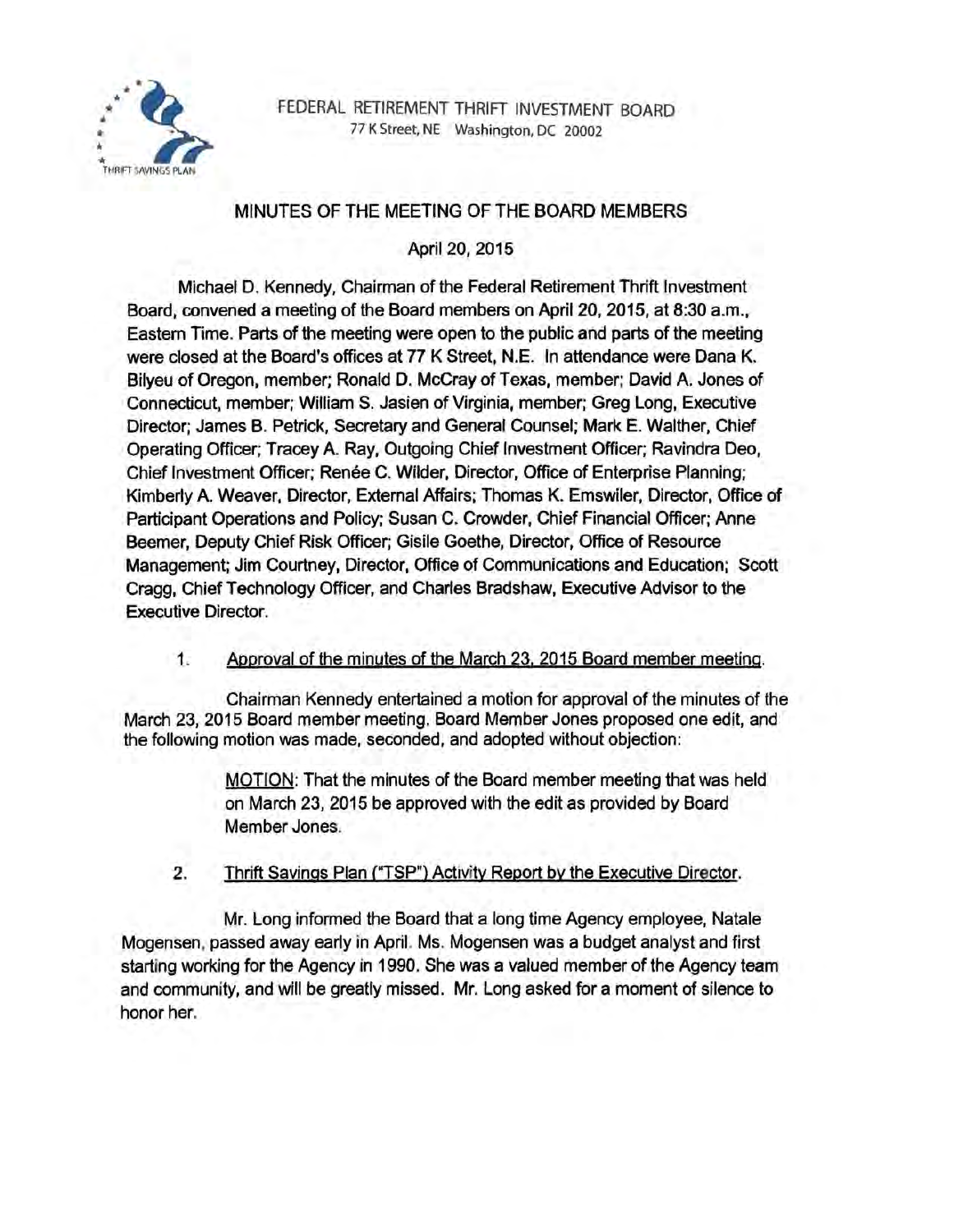FEDERAL RETIREMENT THRIFT INVESTMENT BOARD
77 K Street, NE Washington, DC 20002

## MINUTES OF THE MEETING OF THE BOARD MEMBERS

April 20, 2015

Michael D. Kennedy, Chairman of the Federal Retirement Thrift Investment Board, convened a meeting of the Board members on April 20, 2015, at 8:30 a.m., Eastern Time. Parts of the meeting were open to the public and parts of the meeting were closed at the Board's offices at 77 K Street, N.E. In attendance were Dana K. Bilyeu of Oregon, member; Ronald D. McCray of Texas, member; David A. Jones of Connecticut, member; William S. Jasien of Virginia, member; Greg Long, Executive Director; James B. Petrick, Secretary and General Counsel; Mark E. Walther, Chief Operating Officer; Tracey A. Ray, Outgoing Chief Investment Officer; Ravindra Deo, Chief Investment Officer; Renée C. Wilder, Director, Office of Enterprise Planning; Kimberly A. Weaver, Director, External Affairs; Thomas K. Emswiler, Director, Office of Participant Operations and Policy; Susan C. Crowder, Chief Financial Officer; Anne Beemer, Deputy Chief Risk Officer; Gisile Goethe, Director, Office of Resource Management; Jim Courtney, Director, Office of Communications and Education; Scott Cragg, Chief Technology Officer, and Charles Bradshaw, Executive Advisor to the Executive Director.

1. Approval of the minutes of the March 23, 2015 Board member meeting.

Chairman Kennedy entertained a motion for approval of the minutes of the March 23, 2015 Board member meeting. Board Member Jones proposed one edit, and the following motion was made, seconded, and adopted without objection:

> MOTION: That the minutes of the Board member meeting that was held on March 23, 2015 be approved with the edit as provided by Board Member Jones.

2. Thrift Savings Plan ("TSP") Activity Report by the Executive Director.

Mr. Long informed the Board that a long time Agency employee, Natale Mogensen, passed away early in April. Ms. Mogensen was a budget analyst and first starting working for the Agency in 1990. She was a valued member of the Agency team and community, and will be greatly missed. Mr. Long asked for a moment of silence to honor her.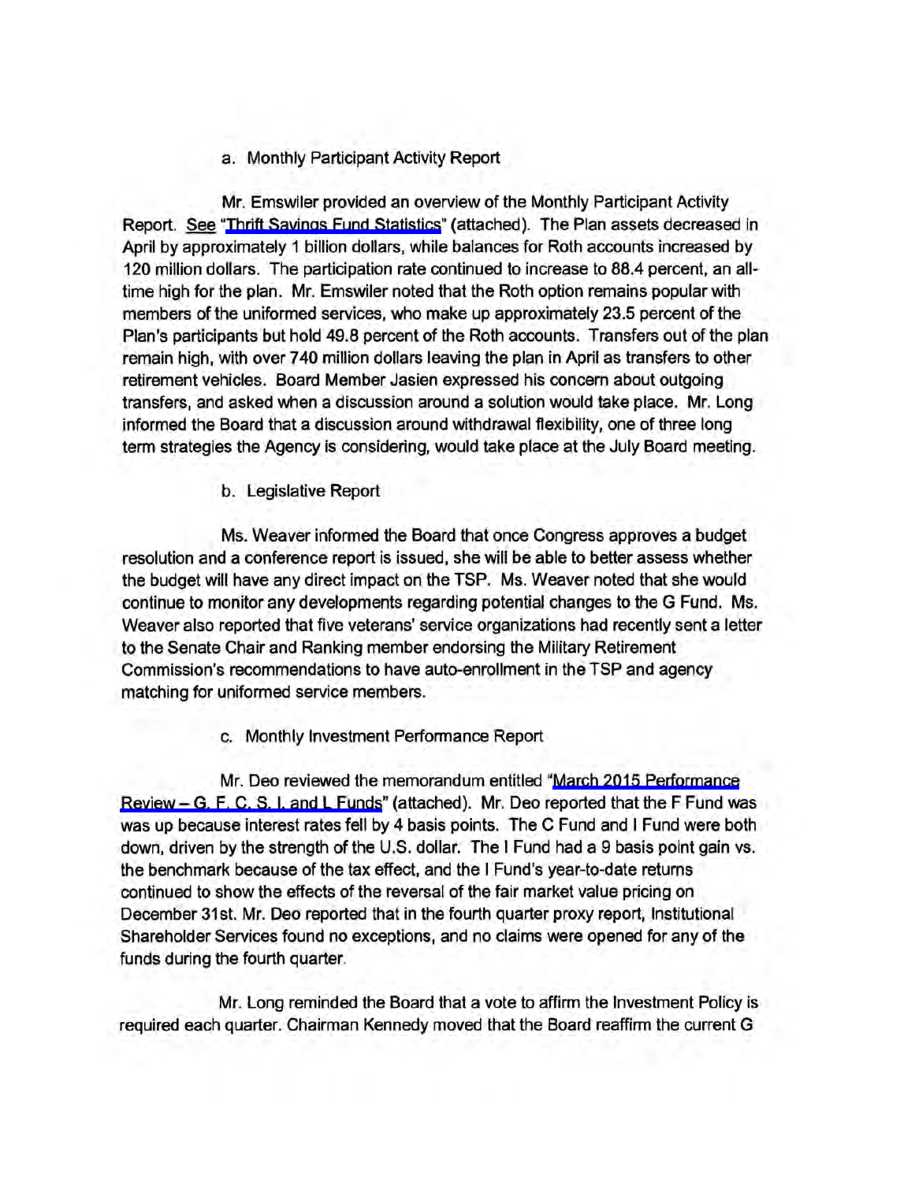a. Monthly Participant Activity Report

Mr. Emswiler provided an overview of the Monthly Participant Activity Report. See "Thrift Savings Fund Statistics" (attached). The Plan assets decreased in April by approximately 1 billion dollars, while balances for Roth accounts increased by 120 million dollars. The participation rate continued to increase to 88.4 percent, an all-time high for the plan. Mr. Emswiler noted that the Roth option remains popular with members of the uniformed services, who make up approximately 23.5 percent of the Plan's participants but hold 49.8 percent of the Roth accounts. Transfers out of the plan remain high, with over 740 million dollars leaving the plan in April as transfers to other retirement vehicles. Board Member Jasien expressed his concern about outgoing transfers, and asked when a discussion around a solution would take place. Mr. Long informed the Board that a discussion around withdrawal flexibility, one of three long term strategies the Agency is considering, would take place at the July Board meeting.

b. Legislative Report

Ms. Weaver informed the Board that once Congress approves a budget resolution and a conference report is issued, she will be able to better assess whether the budget will have any direct impact on the TSP. Ms. Weaver noted that she would continue to monitor any developments regarding potential changes to the G Fund. Ms. Weaver also reported that five veterans' service organizations had recently sent a letter to the Senate Chair and Ranking member endorsing the Military Retirement Commission's recommendations to have auto-enrollment in the TSP and agency matching for uniformed service members.

c. Monthly Investment Performance Report

Mr. Deo reviewed the memorandum entitled "March 2015 Performance Review – G, F, C, S, I, and L Funds" (attached). Mr. Deo reported that the F Fund was was up because interest rates fell by 4 basis points. The C Fund and I Fund were both down, driven by the strength of the U.S. dollar. The I Fund had a 9 basis point gain vs. the benchmark because of the tax effect, and the I Fund's year-to-date returns continued to show the effects of the reversal of the fair market value pricing on December 31st. Mr. Deo reported that in the fourth quarter proxy report, Institutional Shareholder Services found no exceptions, and no claims were opened for any of the funds during the fourth quarter.

Mr. Long reminded the Board that a vote to affirm the Investment Policy is required each quarter. Chairman Kennedy moved that the Board reaffirm the current G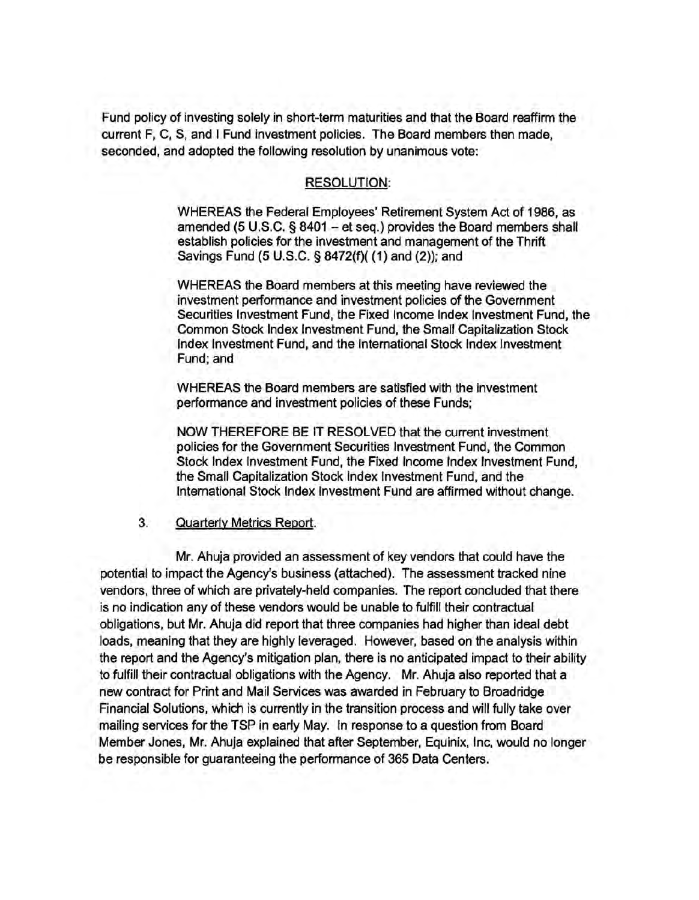Fund policy of investing solely in short-term maturities and that the Board reaffirm the current F, C, S, and I Fund investment policies. The Board members then made, seconded, and adopted the following resolution by unanimous vote:

RESOLUTION:

> WHEREAS the Federal Employees' Retirement System Act of 1986, as amended (5 U.S.C. § 8401 – et seq.) provides the Board members shall establish policies for the investment and management of the Thrift Savings Fund (5 U.S.C. § 8472(f)( (1) and (2)); and
>
> WHEREAS the Board members at this meeting have reviewed the investment performance and investment policies of the Government Securities Investment Fund, the Fixed Income Index Investment Fund, the Common Stock Index Investment Fund, the Small Capitalization Stock Index Investment Fund, and the International Stock Index Investment Fund; and
>
> WHEREAS the Board members are satisfied with the investment performance and investment policies of these Funds;
>
> NOW THEREFORE BE IT RESOLVED that the current investment policies for the Government Securities Investment Fund, the Common Stock Index Investment Fund, the Fixed Income Index Investment Fund, the Small Capitalization Stock Index Investment Fund, and the International Stock Index Investment Fund are affirmed without change.

3. Quarterly Metrics Report.

Mr. Ahuja provided an assessment of key vendors that could have the potential to impact the Agency's business (attached). The assessment tracked nine vendors, three of which are privately-held companies. The report concluded that there is no indication any of these vendors would be unable to fulfill their contractual obligations, but Mr. Ahuja did report that three companies had higher than ideal debt loads, meaning that they are highly leveraged. However, based on the analysis within the report and the Agency's mitigation plan, there is no anticipated impact to their ability to fulfill their contractual obligations with the Agency. Mr. Ahuja also reported that a new contract for Print and Mail Services was awarded in February to Broadridge Financial Solutions, which is currently in the transition process and will fully take over mailing services for the TSP in early May. In response to a question from Board Member Jones, Mr. Ahuja explained that after September, Equinix, Inc, would no longer be responsible for guaranteeing the performance of 365 Data Centers.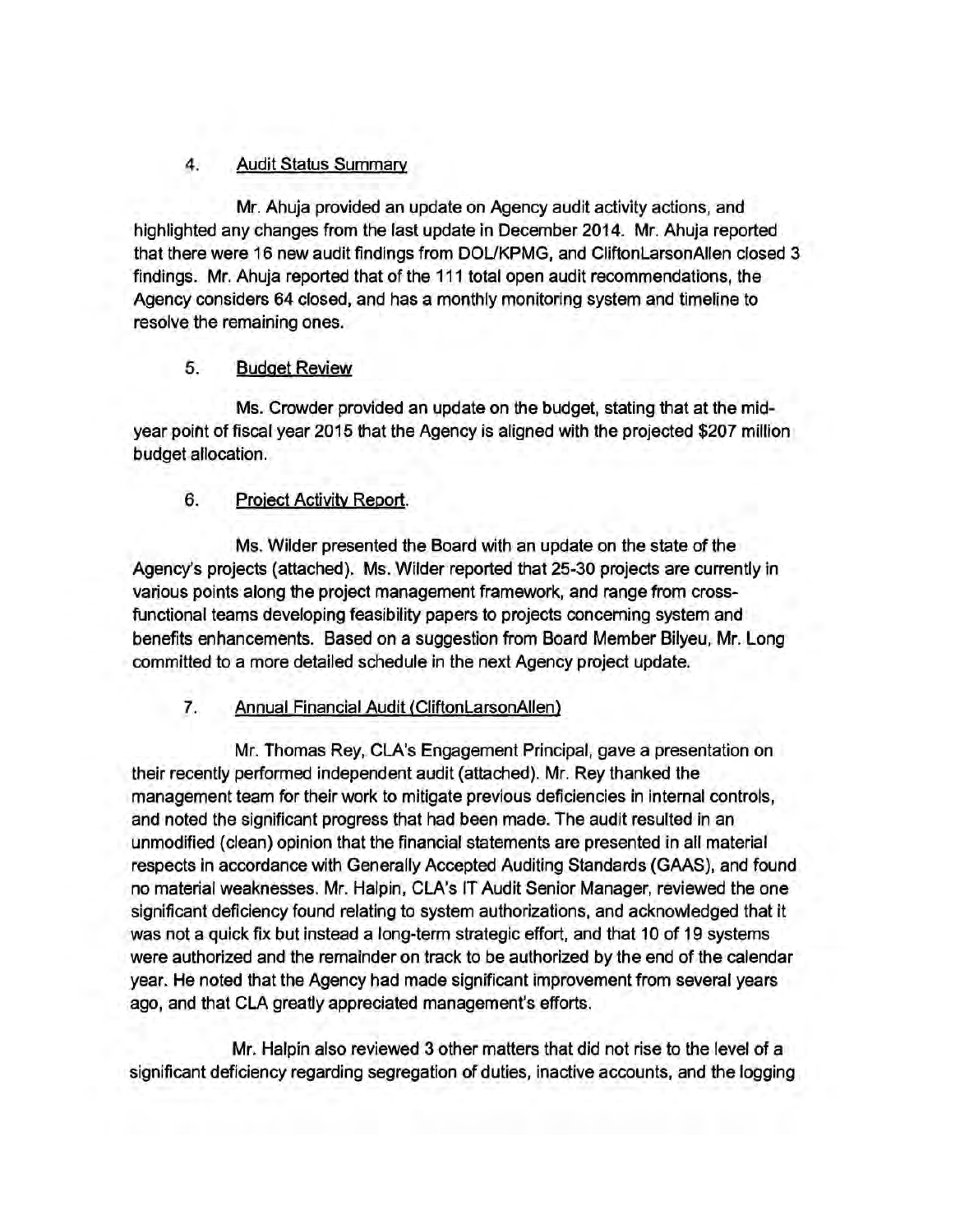4. <u>Audit Status Summary</u>

Mr. Ahuja provided an update on Agency audit activity actions, and highlighted any changes from the last update in December 2014. Mr. Ahuja reported that there were 16 new audit findings from DOL/KPMG, and CliftonLarsonAllen closed 3 findings. Mr. Ahuja reported that of the 111 total open audit recommendations, the Agency considers 64 closed, and has a monthly monitoring system and timeline to resolve the remaining ones.

5. <u>Budget Review</u>

Ms. Crowder provided an update on the budget, stating that at the mid-year point of fiscal year 2015 that the Agency is aligned with the projected $207 million budget allocation.

6. <u>Project Activity Report</u>.

Ms. Wilder presented the Board with an update on the state of the Agency's projects (attached). Ms. Wilder reported that 25-30 projects are currently in various points along the project management framework, and range from cross-functional teams developing feasibility papers to projects concerning system and benefits enhancements. Based on a suggestion from Board Member Bilyeu, Mr. Long committed to a more detailed schedule in the next Agency project update.

7. <u>Annual Financial Audit (CliftonLarsonAllen)</u>

Mr. Thomas Rey, CLA's Engagement Principal, gave a presentation on their recently performed independent audit (attached). Mr. Rey thanked the management team for their work to mitigate previous deficiencies in internal controls, and noted the significant progress that had been made. The audit resulted in an unmodified (clean) opinion that the financial statements are presented in all material respects in accordance with Generally Accepted Auditing Standards (GAAS), and found no material weaknesses. Mr. Halpin, CLA's IT Audit Senior Manager, reviewed the one significant deficiency found relating to system authorizations, and acknowledged that it was not a quick fix but instead a long-term strategic effort, and that 10 of 19 systems were authorized and the remainder on track to be authorized by the end of the calendar year. He noted that the Agency had made significant improvement from several years ago, and that CLA greatly appreciated management's efforts.

Mr. Halpin also reviewed 3 other matters that did not rise to the level of a significant deficiency regarding segregation of duties, inactive accounts, and the logging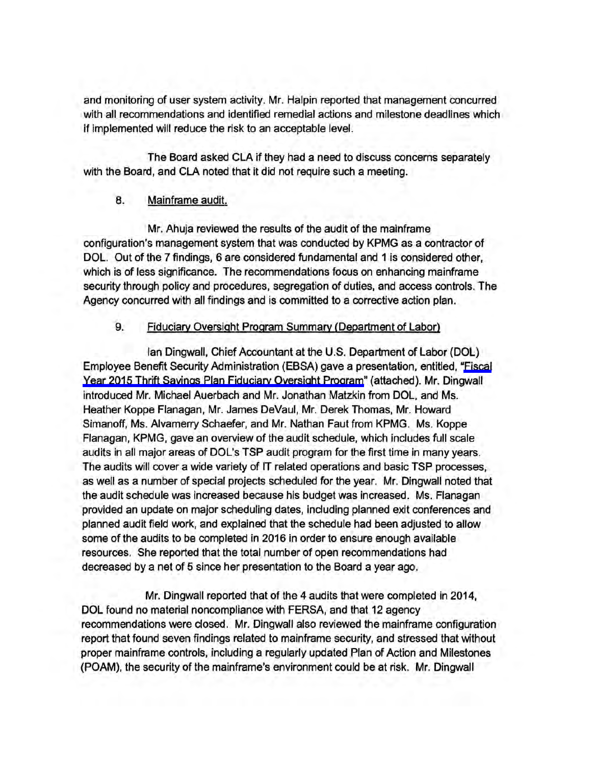and monitoring of user system activity. Mr. Halpin reported that management concurred with all recommendations and identified remedial actions and milestone deadlines which if implemented will reduce the risk to an acceptable level.

The Board asked CLA if they had a need to discuss concerns separately with the Board, and CLA noted that it did not require such a meeting.

8. Mainframe audit.

Mr. Ahuja reviewed the results of the audit of the mainframe configuration's management system that was conducted by KPMG as a contractor of DOL. Out of the 7 findings, 6 are considered fundamental and 1 is considered other, which is of less significance. The recommendations focus on enhancing mainframe security through policy and procedures, segregation of duties, and access controls. The Agency concurred with all findings and is committed to a corrective action plan.

9. Fiduciary Oversight Program Summary (Department of Labor)

Ian Dingwall, Chief Accountant at the U.S. Department of Labor (DOL) Employee Benefit Security Administration (EBSA) gave a presentation, entitled, "Fiscal Year 2015 Thrift Savings Plan Fiduciary Oversight Program" (attached). Mr. Dingwall introduced Mr. Michael Auerbach and Mr. Jonathan Matzkin from DOL, and Ms. Heather Koppe Flanagan, Mr. James DeVaul, Mr. Derek Thomas, Mr. Howard Simanoff, Ms. Alvamerry Schaefer, and Mr. Nathan Faut from KPMG. Ms. Koppe Flanagan, KPMG, gave an overview of the audit schedule, which includes full scale audits in all major areas of DOL's TSP audit program for the first time in many years. The audits will cover a wide variety of IT related operations and basic TSP processes, as well as a number of special projects scheduled for the year. Mr. Dingwall noted that the audit schedule was increased because his budget was increased. Ms. Flanagan provided an update on major scheduling dates, including planned exit conferences and planned audit field work, and explained that the schedule had been adjusted to allow some of the audits to be completed in 2016 in order to ensure enough available resources. She reported that the total number of open recommendations had decreased by a net of 5 since her presentation to the Board a year ago.

Mr. Dingwall reported that of the 4 audits that were completed in 2014, DOL found no material noncompliance with FERSA, and that 12 agency recommendations were closed. Mr. Dingwall also reviewed the mainframe configuration report that found seven findings related to mainframe security, and stressed that without proper mainframe controls, including a regularly updated Plan of Action and Milestones (POAM), the security of the mainframe's environment could be at risk. Mr. Dingwall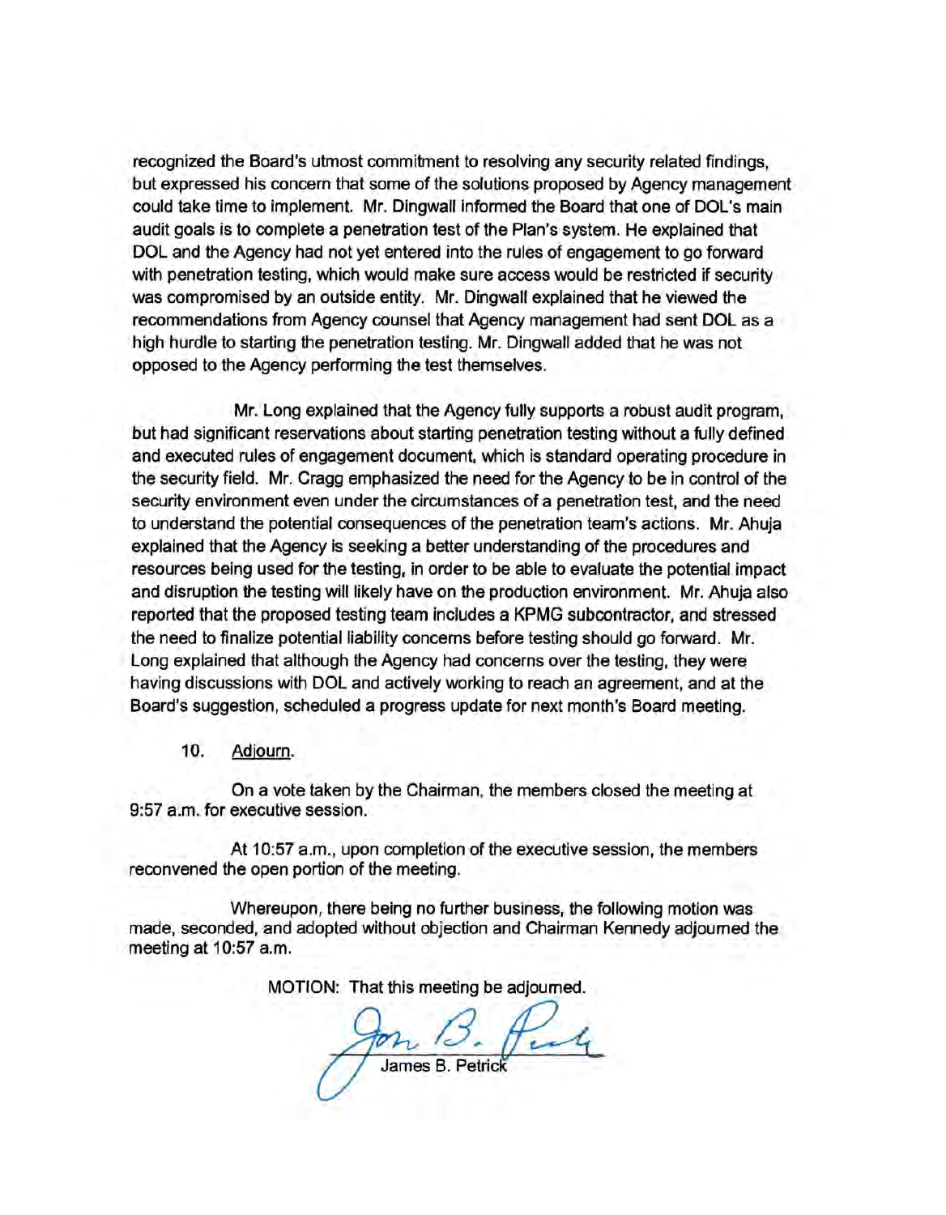recognized the Board's utmost commitment to resolving any security related findings, but expressed his concern that some of the solutions proposed by Agency management could take time to implement. Mr. Dingwall informed the Board that one of DOL's main audit goals is to complete a penetration test of the Plan's system. He explained that DOL and the Agency had not yet entered into the rules of engagement to go forward with penetration testing, which would make sure access would be restricted if security was compromised by an outside entity. Mr. Dingwall explained that he viewed the recommendations from Agency counsel that Agency management had sent DOL as a high hurdle to starting the penetration testing. Mr. Dingwall added that he was not opposed to the Agency performing the test themselves.

Mr. Long explained that the Agency fully supports a robust audit program, but had significant reservations about starting penetration testing without a fully defined and executed rules of engagement document, which is standard operating procedure in the security field. Mr. Cragg emphasized the need for the Agency to be in control of the security environment even under the circumstances of a penetration test, and the need to understand the potential consequences of the penetration team's actions. Mr. Ahuja explained that the Agency is seeking a better understanding of the procedures and resources being used for the testing, in order to be able to evaluate the potential impact and disruption the testing will likely have on the production environment. Mr. Ahuja also reported that the proposed testing team includes a KPMG subcontractor, and stressed the need to finalize potential liability concerns before testing should go forward. Mr. Long explained that although the Agency had concerns over the testing, they were having discussions with DOL and actively working to reach an agreement, and at the Board's suggestion, scheduled a progress update for next month's Board meeting.

10. Adjourn.

On a vote taken by the Chairman, the members closed the meeting at 9:57 a.m. for executive session.

At 10:57 a.m., upon completion of the executive session, the members reconvened the open portion of the meeting.

Whereupon, there being no further business, the following motion was made, seconded, and adopted without objection and Chairman Kennedy adjourned the meeting at 10:57 a.m.

MOTION: That this meeting be adjourned.

James B. Petrick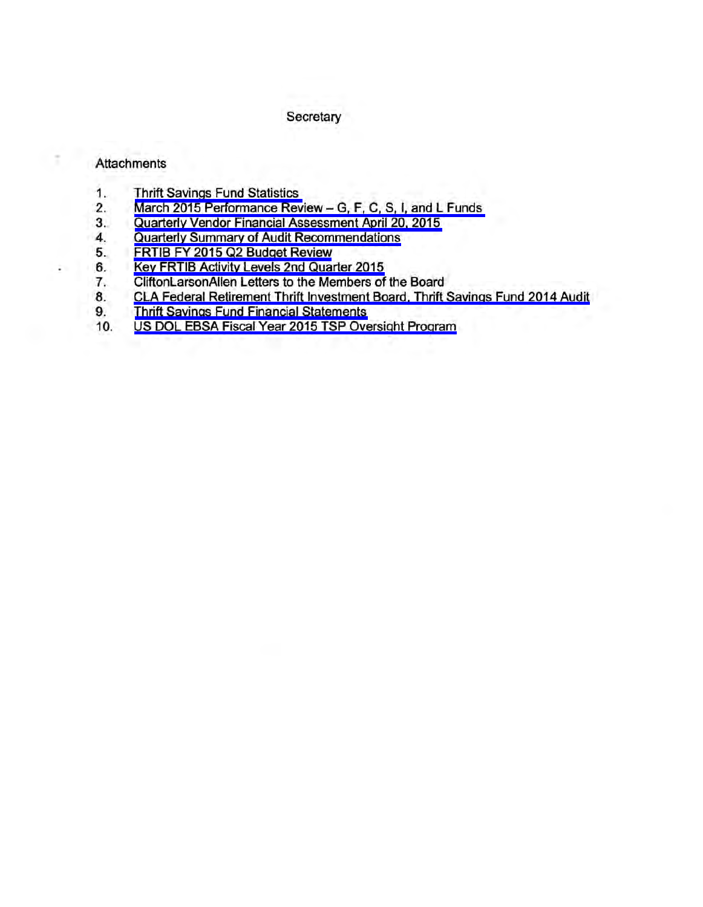Secretary

Attachments

1. Thrift Savings Fund Statistics
2. March 2015 Performance Review – G, F, C, S, I, and L Funds
3. Quarterly Vendor Financial Assessment April 20, 2015
4. Quarterly Summary of Audit Recommendations
5. FRTIB FY 2015 Q2 Budget Review
6. Key FRTIB Activity Levels 2nd Quarter 2015
7. CliftonLarsonAllen Letters to the Members of the Board
8. CLA Federal Retirement Thrift Investment Board, Thrift Savings Fund 2014 Audit
9. Thrift Savings Fund Financial Statements
10. US DOL EBSA Fiscal Year 2015 TSP Oversight Program